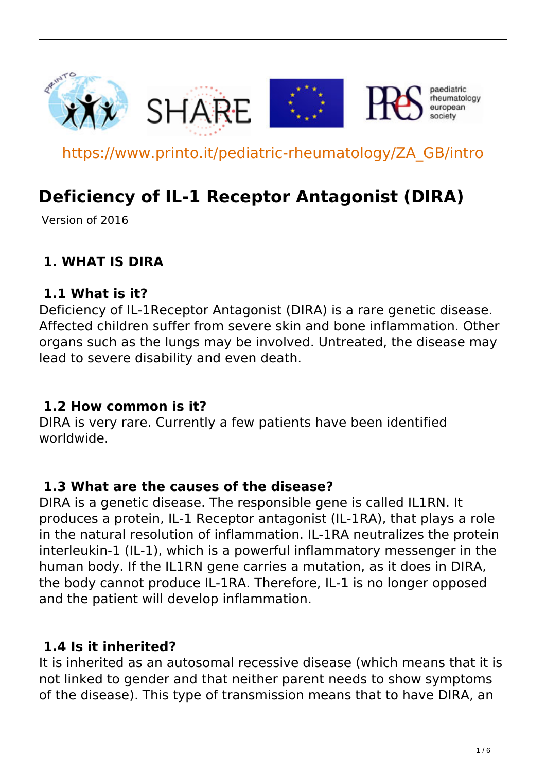https://www.printo.it/pediatric-rheumatology/ZA_GB/intro

# Deficiency of IL-1 Receptor Antagonist (DIRA)

Version of 2016

## 1. WHAT IS DIRA

### 1.1 What is it?

Deficiency of IL-1Receptor Antagonist (DIRA) is a rare genetic disease. Affected children suffer from severe skin and bone inflammation. Other organs such as the lungs may be involved. Untreated, the disease may lead to severe disability and even death.

### 1.2 How common is it?

DIRA is very rare. Currently a few patients have been identified worldwide.

### 1.3 What are the causes of the disease?

DIRA is a genetic disease. The responsible gene is called IL1RN. It produces a protein, IL-1 Receptor antagonist (IL-1RA), that plays a role in the natural resolution of inflammation. IL-1RA neutralizes the protein interleukin-1 (IL-1), which is a powerful inflammatory messenger in the human body. If the IL1RN gene carries a mutation, as it does in DIRA, the body cannot produce IL-1RA. Therefore, IL-1 is no longer opposed and the patient will develop inflammation.

### 1.4 Is it inherited?

It is inherited as an autosomal recessive disease (which means that it is not linked to gender and that neither parent needs to show symptoms of the disease). This type of transmission means that to have DIRA, an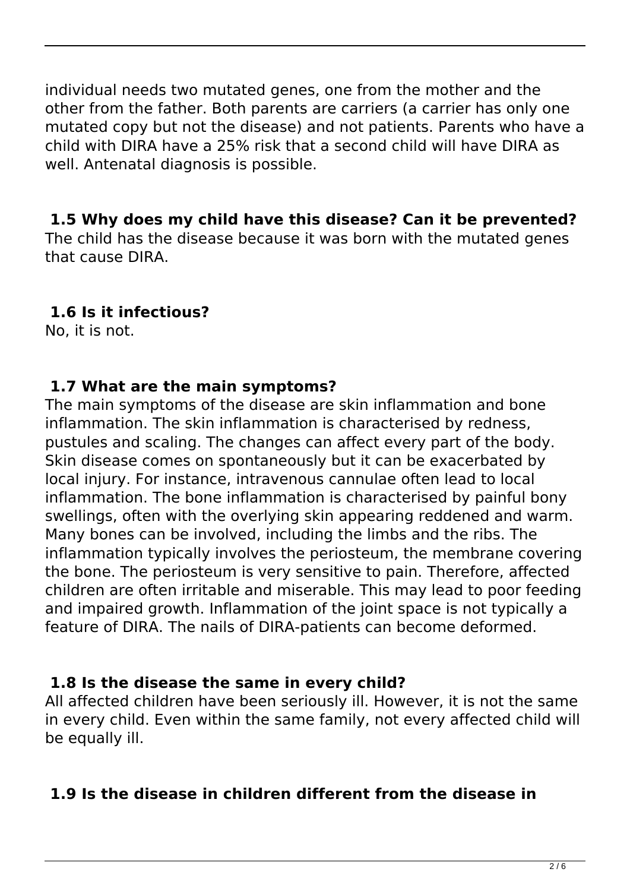individual needs two mutated genes, one from the mother and the other from the father. Both parents are carriers (a carrier has only one mutated copy but not the disease) and not patients. Parents who have a child with DIRA have a 25% risk that a second child will have DIRA as well. Antenatal diagnosis is possible.

### 1.5 Why does my child have this disease? Can it be prevented?

The child has the disease because it was born with the mutated genes that cause DIRA.

### 1.6 Is it infectious?

No, it is not.

### 1.7 What are the main symptoms?

The main symptoms of the disease are skin inflammation and bone inflammation. The skin inflammation is characterised by redness, pustules and scaling. The changes can affect every part of the body. Skin disease comes on spontaneously but it can be exacerbated by local injury. For instance, intravenous cannulae often lead to local inflammation. The bone inflammation is characterised by painful bony swellings, often with the overlying skin appearing reddened and warm. Many bones can be involved, including the limbs and the ribs. The inflammation typically involves the periosteum, the membrane covering the bone. The periosteum is very sensitive to pain. Therefore, affected children are often irritable and miserable. This may lead to poor feeding and impaired growth. Inflammation of the joint space is not typically a feature of DIRA. The nails of DIRA-patients can become deformed.

### 1.8 Is the disease the same in every child?

All affected children have been seriously ill. However, it is not the same in every child. Even within the same family, not every affected child will be equally ill.

### 1.9 Is the disease in children different from the disease in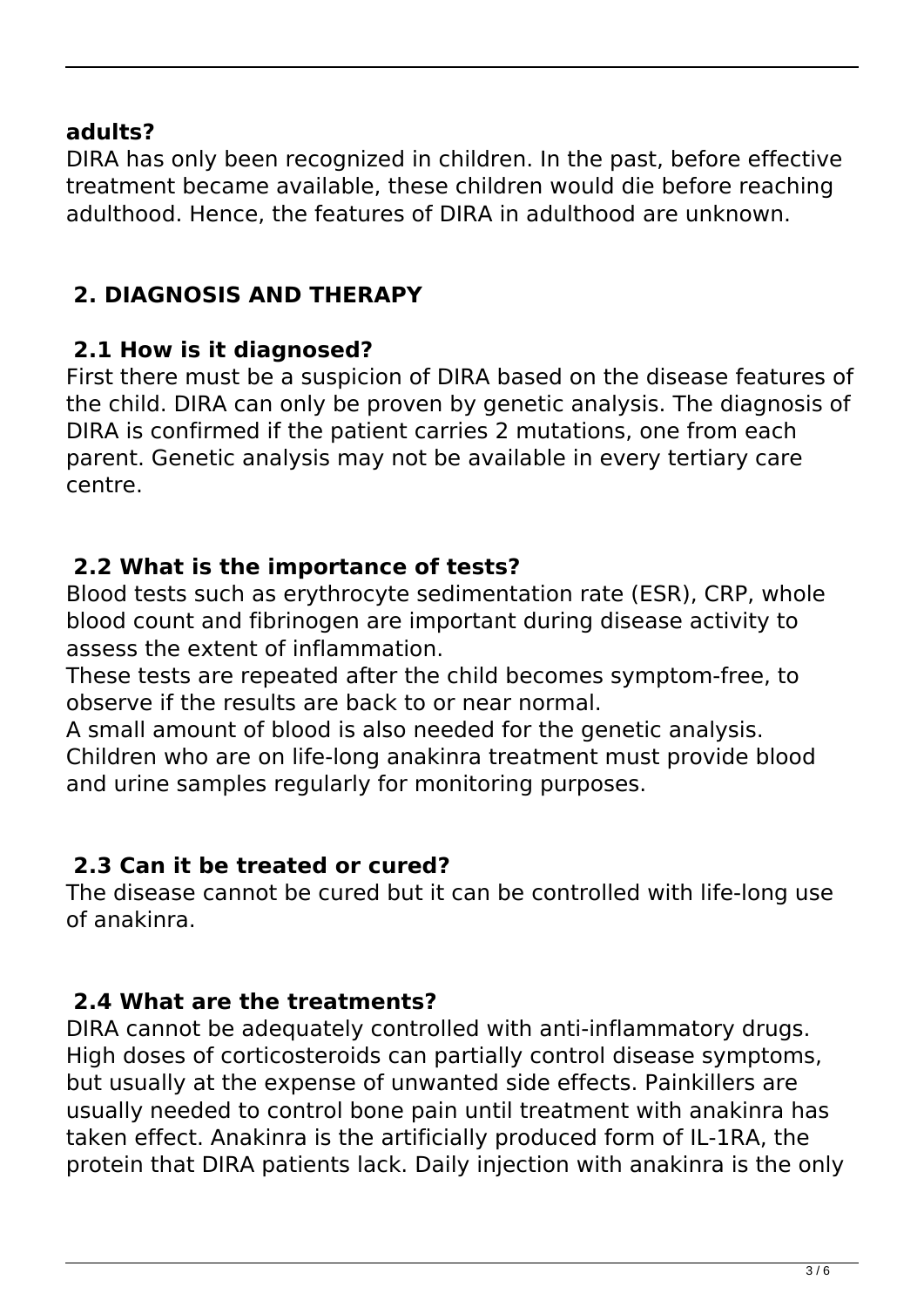**adults?**

DIRA has only been recognized in children. In the past, before effective treatment became available, these children would die before reaching adulthood. Hence, the features of DIRA in adulthood are unknown.

## 2. DIAGNOSIS AND THERAPY

### 2.1 How is it diagnosed?

First there must be a suspicion of DIRA based on the disease features of the child. DIRA can only be proven by genetic analysis. The diagnosis of DIRA is confirmed if the patient carries 2 mutations, one from each parent. Genetic analysis may not be available in every tertiary care centre.

### 2.2 What is the importance of tests?

Blood tests such as erythrocyte sedimentation rate (ESR), CRP, whole blood count and fibrinogen are important during disease activity to assess the extent of inflammation.
These tests are repeated after the child becomes symptom-free, to observe if the results are back to or near normal.
A small amount of blood is also needed for the genetic analysis.
Children who are on life-long anakinra treatment must provide blood and urine samples regularly for monitoring purposes.

### 2.3 Can it be treated or cured?

The disease cannot be cured but it can be controlled with life-long use of anakinra.

### 2.4 What are the treatments?

DIRA cannot be adequately controlled with anti-inflammatory drugs. High doses of corticosteroids can partially control disease symptoms, but usually at the expense of unwanted side effects. Painkillers are usually needed to control bone pain until treatment with anakinra has taken effect. Anakinra is the artificially produced form of IL-1RA, the protein that DIRA patients lack. Daily injection with anakinra is the only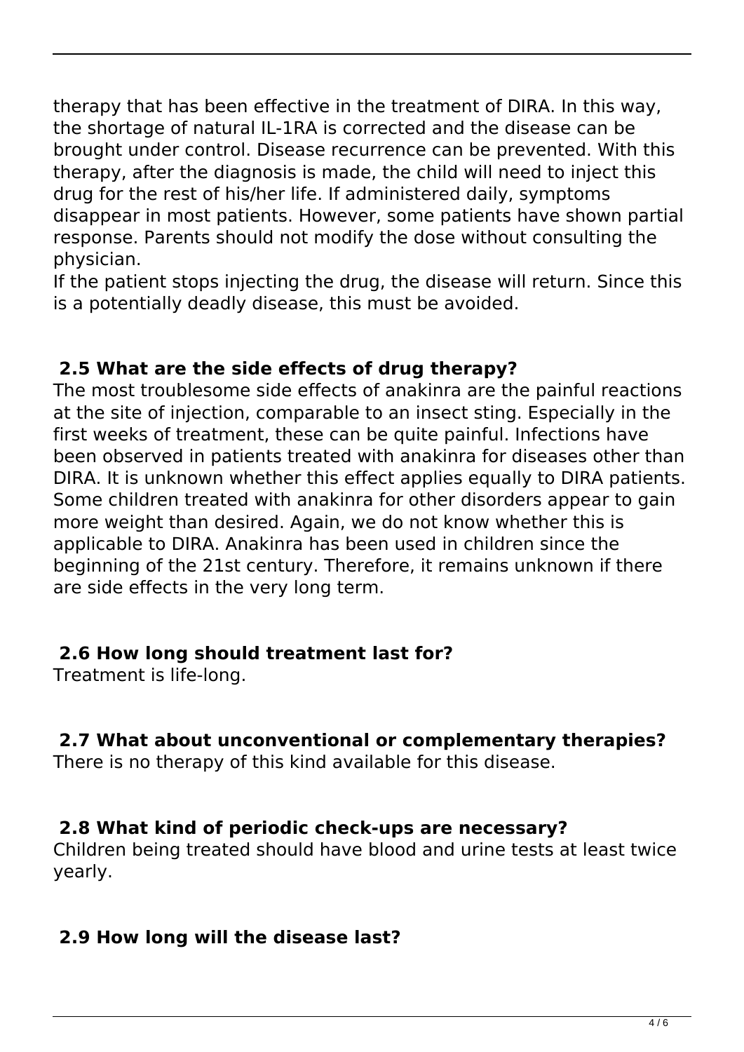therapy that has been effective in the treatment of DIRA. In this way, the shortage of natural IL-1RA is corrected and the disease can be brought under control. Disease recurrence can be prevented. With this therapy, after the diagnosis is made, the child will need to inject this drug for the rest of his/her life. If administered daily, symptoms disappear in most patients. However, some patients have shown partial response. Parents should not modify the dose without consulting the physician.

If the patient stops injecting the drug, the disease will return. Since this is a potentially deadly disease, this must be avoided.

### 2.5 What are the side effects of drug therapy?

The most troublesome side effects of anakinra are the painful reactions at the site of injection, comparable to an insect sting. Especially in the first weeks of treatment, these can be quite painful. Infections have been observed in patients treated with anakinra for diseases other than DIRA. It is unknown whether this effect applies equally to DIRA patients. Some children treated with anakinra for other disorders appear to gain more weight than desired. Again, we do not know whether this is applicable to DIRA. Anakinra has been used in children since the beginning of the 21st century. Therefore, it remains unknown if there are side effects in the very long term.

### 2.6 How long should treatment last for?

Treatment is life-long.

### 2.7 What about unconventional or complementary therapies?

There is no therapy of this kind available for this disease.

### 2.8 What kind of periodic check-ups are necessary?

Children being treated should have blood and urine tests at least twice yearly.

### 2.9 How long will the disease last?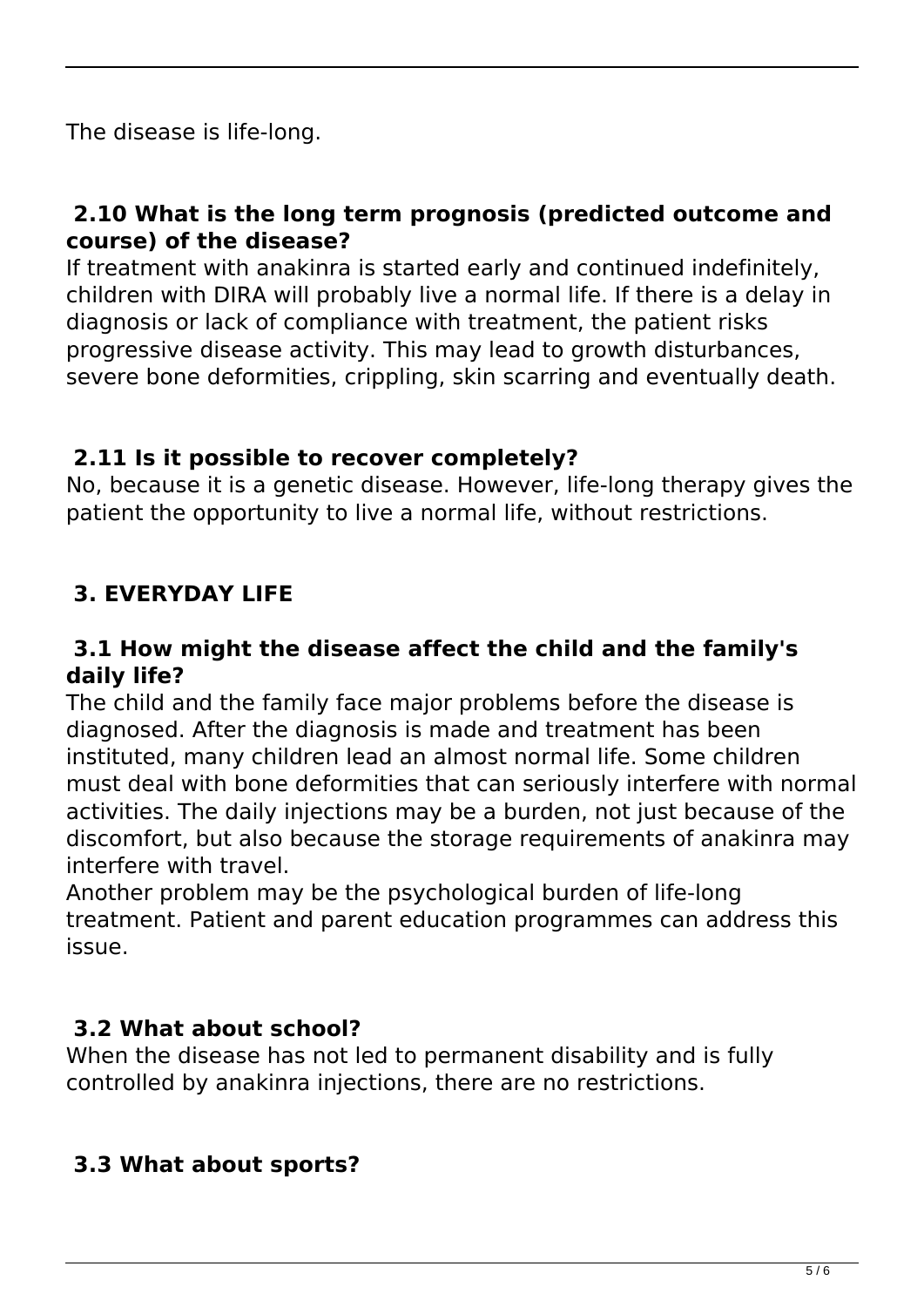The disease is life-long.

### 2.10 What is the long term prognosis (predicted outcome and course) of the disease?

If treatment with anakinra is started early and continued indefinitely, children with DIRA will probably live a normal life. If there is a delay in diagnosis or lack of compliance with treatment, the patient risks progressive disease activity. This may lead to growth disturbances, severe bone deformities, crippling, skin scarring and eventually death.

### 2.11 Is it possible to recover completely?

No, because it is a genetic disease. However, life-long therapy gives the patient the opportunity to live a normal life, without restrictions.

## 3. EVERYDAY LIFE

### 3.1 How might the disease affect the child and the family's daily life?

The child and the family face major problems before the disease is diagnosed. After the diagnosis is made and treatment has been instituted, many children lead an almost normal life. Some children must deal with bone deformities that can seriously interfere with normal activities. The daily injections may be a burden, not just because of the discomfort, but also because the storage requirements of anakinra may interfere with travel.
Another problem may be the psychological burden of life-long treatment. Patient and parent education programmes can address this issue.

### 3.2 What about school?

When the disease has not led to permanent disability and is fully controlled by anakinra injections, there are no restrictions.

### 3.3 What about sports?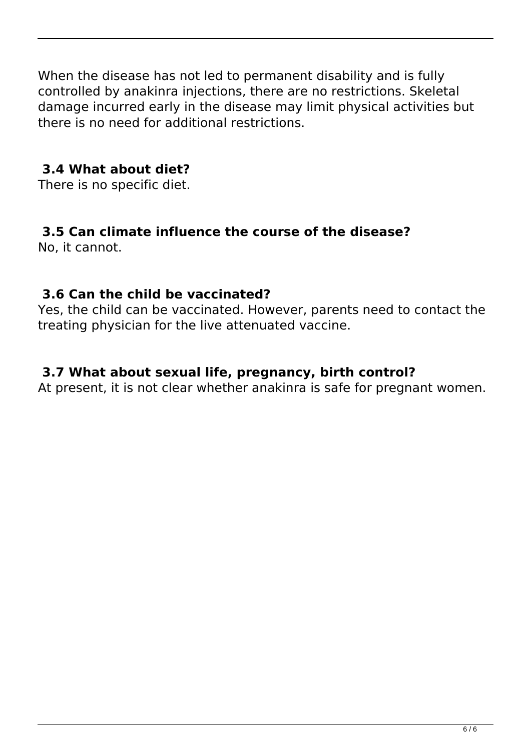When the disease has not led to permanent disability and is fully controlled by anakinra injections, there are no restrictions. Skeletal damage incurred early in the disease may limit physical activities but there is no need for additional restrictions.

### 3.4 What about diet?

There is no specific diet.

### 3.5 Can climate influence the course of the disease?

No, it cannot.

### 3.6 Can the child be vaccinated?

Yes, the child can be vaccinated. However, parents need to contact the treating physician for the live attenuated vaccine.

### 3.7 What about sexual life, pregnancy, birth control?

At present, it is not clear whether anakinra is safe for pregnant women.